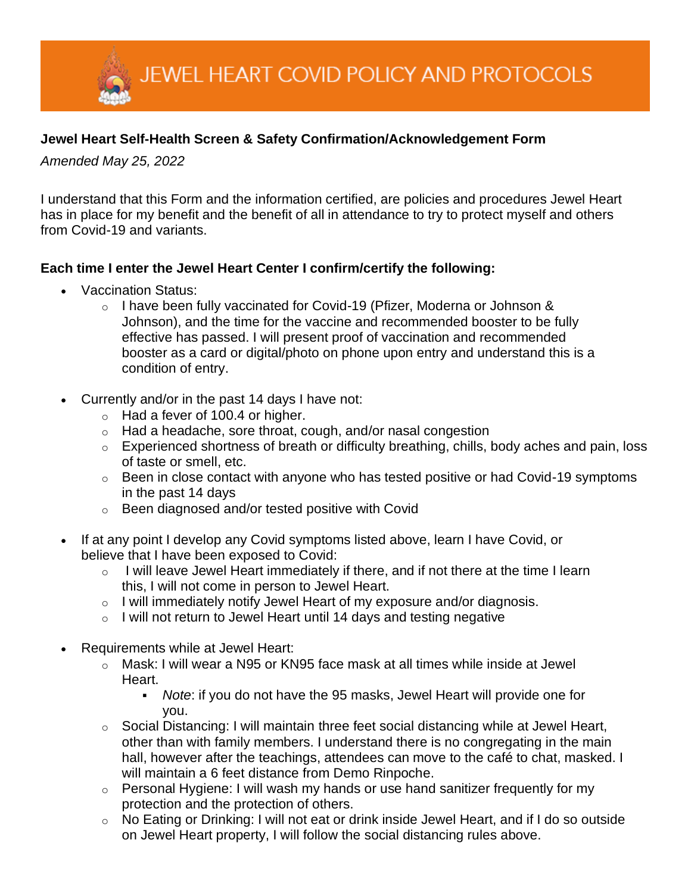# JEWEL HEART COVID POLICY AND PROTOCOLS

**Jewel Heart Self-Health Screen & Safety Confirmation/Acknowledgement Form**

*Amended May 25, 2022*

I understand that this Form and the information certified, are policies and procedures Jewel Heart has in place for my benefit and the benefit of all in attendance to try to protect myself and others from Covid-19 and variants.

**Each time I enter the Jewel Heart Center I confirm/certify the following:**

- Vaccination Status:
    - I have been fully vaccinated for Covid-19 (Pfizer, Moderna or Johnson & Johnson), and the time for the vaccine and recommended booster to be fully effective has passed. I will present proof of vaccination and recommended booster as a card or digital/photo on phone upon entry and understand this is a condition of entry.
- Currently and/or in the past 14 days I have not:
    - Had a fever of 100.4 or higher.
    - Had a headache, sore throat, cough, and/or nasal congestion
    - Experienced shortness of breath or difficulty breathing, chills, body aches and pain, loss of taste or smell, etc.
    - Been in close contact with anyone who has tested positive or had Covid-19 symptoms in the past 14 days
    - Been diagnosed and/or tested positive with Covid
- If at any point I develop any Covid symptoms listed above, learn I have Covid, or believe that I have been exposed to Covid:
    - I will leave Jewel Heart immediately if there, and if not there at the time I learn this, I will not come in person to Jewel Heart.
    - I will immediately notify Jewel Heart of my exposure and/or diagnosis.
    - I will not return to Jewel Heart until 14 days and testing negative
- Requirements while at Jewel Heart:
    - Mask: I will wear a N95 or KN95 face mask at all times while inside at Jewel Heart.
        - *Note*: if you do not have the 95 masks, Jewel Heart will provide one for you.
    - Social Distancing: I will maintain three feet social distancing while at Jewel Heart, other than with family members. I understand there is no congregating in the main hall, however after the teachings, attendees can move to the café to chat, masked. I will maintain a 6 feet distance from Demo Rinpoche.
    - Personal Hygiene: I will wash my hands or use hand sanitizer frequently for my protection and the protection of others.
    - No Eating or Drinking: I will not eat or drink inside Jewel Heart, and if I do so outside on Jewel Heart property, I will follow the social distancing rules above.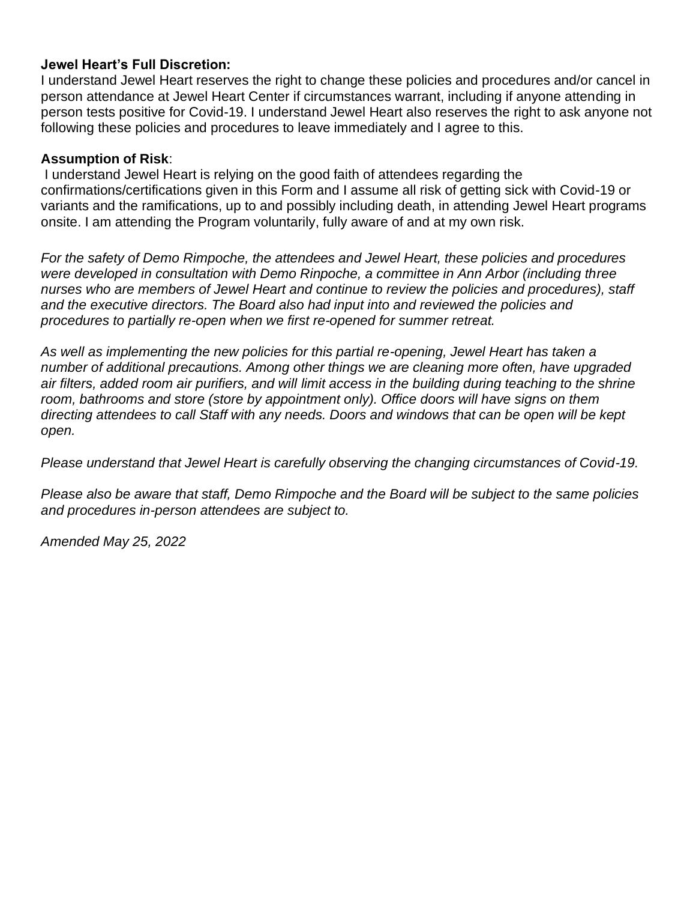**Jewel Heart's Full Discretion:**
I understand Jewel Heart reserves the right to change these policies and procedures and/or cancel in person attendance at Jewel Heart Center if circumstances warrant, including if anyone attending in person tests positive for Covid-19. I understand Jewel Heart also reserves the right to ask anyone not following these policies and procedures to leave immediately and I agree to this.

**Assumption of Risk**:
I understand Jewel Heart is relying on the good faith of attendees regarding the confirmations/certifications given in this Form and I assume all risk of getting sick with Covid-19 or variants and the ramifications, up to and possibly including death, in attending Jewel Heart programs onsite. I am attending the Program voluntarily, fully aware of and at my own risk.

*For the safety of Demo Rimpoche, the attendees and Jewel Heart, these policies and procedures were developed in consultation with Demo Rinpoche, a committee in Ann Arbor (including three nurses who are members of Jewel Heart and continue to review the policies and procedures), staff and the executive directors. The Board also had input into and reviewed the policies and procedures to partially re-open when we first re-opened for summer retreat.*

*As well as implementing the new policies for this partial re-opening, Jewel Heart has taken a number of additional precautions. Among other things we are cleaning more often, have upgraded air filters, added room air purifiers, and will limit access in the building during teaching to the shrine room, bathrooms and store (store by appointment only). Office doors will have signs on them directing attendees to call Staff with any needs. Doors and windows that can be open will be kept open.*

*Please understand that Jewel Heart is carefully observing the changing circumstances of Covid-19.*

*Please also be aware that staff, Demo Rimpoche and the Board will be subject to the same policies and procedures in-person attendees are subject to.*

*Amended May 25, 2022*